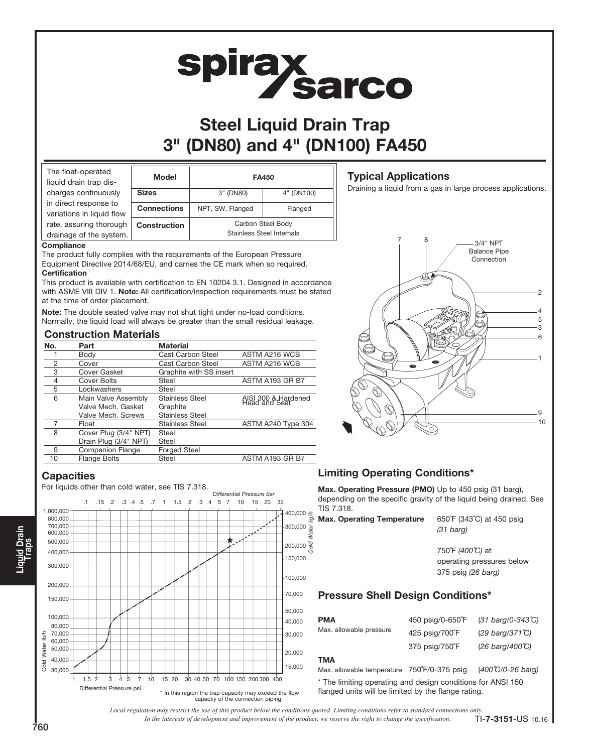# Steel Liquid Drain Trap 3" (DN80) and 4" (DN100) FA450

The float-operated liquid drain trap discharges continuously in direct response to variations in liquid flow rate, assuring thorough drainage of the system.

| Model | FA450 | |
|---|---|---|
| **Sizes** | 3" (DN80) | 4" (DN100) |
| **Connections** | NPT, SW, Flanged | Flanged |
| **Construction** | Carbon Steel Body Stainless Steel Internals | |

**Compliance**
The product fully complies with the requirements of the European Pressure Equipment Directive 2014/68/EU, and carries the CE mark when so required.

**Certification**
This product is available with certification to EN 10204 3.1. Designed in accordance with ASME VIII DIV 1. **Note:** All certification/inspection requirements must be stated at the time of order placement.

**Note:** The double seated valve may not shut tight under no-load conditions. Normally, the liquid load will always be greater than the small residual leakage.

## Typical Applications

Draining a liquid from a gas in large process applications.

## Construction Materials

| No. | Part | Material | |
|---|---|---|---|
| 1 | Body | Cast Carbon Steel | ASTM A216 WCB |
| 2 | Cover | Cast Carbon Steel | ASTM A216 WCB |
| 3 | Cover Gasket | Graphite with SS insert | |
| 4 | Cover Bolts | Steel | ASTM A193 GR B7 |
| 5 | Lockwashers | Steel | |
| 6 | Main Valve Assembly | Stainless Steel | AISI 300 & Hardened Head and Seat |
| | Valve Mech. Gasket | Graphite | |
| | Valve Mech. Screws | Stainless Steel | |
| 7 | Float | Stainless Steel | ASTM A240 Type 304 |
| 8 | Cover Plug (3/4" NPT) | Steel | |
| | Drain Plug (3/4" NPT) | Steel | |
| 9 | Companion Flange | Forged Steel | |
| 10 | Flange Bolts | Steel | ASTM A193 GR B7 |

## Capacities

For liquids other than cold water, see TIS 7.318.

\* In this region the trap capacity may exceed the flow capactiy of the connection piping.

## Limiting Operating Conditions*

**Max. Operating Pressure (PMO)** Up to 450 psig (31 barg), depending on the specific gravity of the liquid being drained. See TIS 7.318.

**Max. Operating Temperature** 650°F (343°C) at 450 psig *(31 barg)*

750°F *(400°C)* at operating pressures below 375 psig *(26 barg)*

## Pressure Shell Design Conditions*

| | | |
|---|---|---|
| **PMA** Max. allowable pressure | 450 psig/0-650°F | *(31 barg/0-343°C)* |
| | 425 psig/700°F | *(29 barg/371°C)* |
| | 375 psig/750°F | *(26 barg/400°C)* |
| **TMA** Max. allowable temperature | 750°F/0-375 psig | *(400°C/0-26 barg)* |

\* The limiting operating and design conditions for ANSI 150 flanged units will be limited by the flange rating.

*Local regulation may restrict the use of this product below the conditions quoted. Limiting conditions refer to standard connections only.*
*In the interests of development and improvement of the product, we reserve the right to change the specification.*

TI-**7-3151**-US 10.16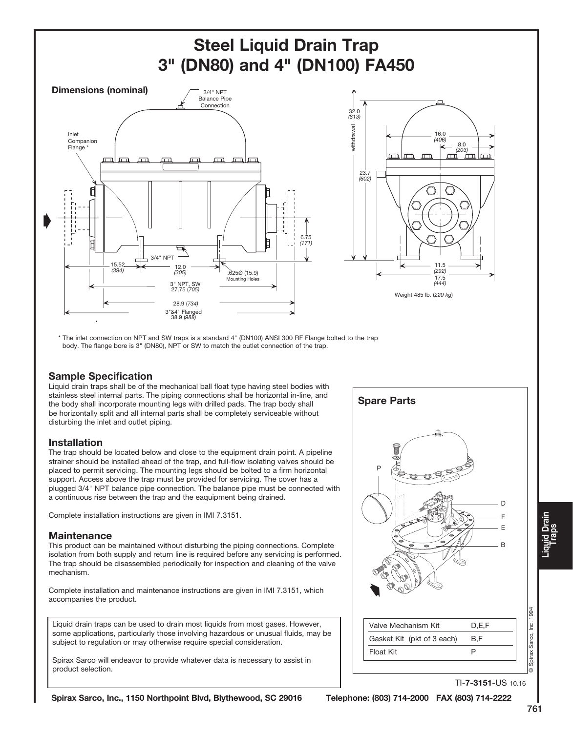# Steel Liquid Drain Trap
# 3" (DN80) and 4" (DN100) FA450

## Dimensions (nominal)

3/4" NPT
Balance Pipe
Connection

Inlet
Companion
Flange *

3/4" NPT

15.52 (394)

12.0 (305)

.625Ø (15.9)
Mounting Holes

3" NPT, SW
27.75 (705)

28.9 (734)

3"&4" Flanged
38.9 (988)

6.75 (171)

32.0 (813)
withdrawal

23.7 (602)

16.0 (406)

8.0 (203)

11.5 (292)

17.5 (444)

Weight 485 lb. (220 kg)

\* The inlet connection on NPT and SW traps is a standard 4" (DN100) ANSI 300 RF Flange bolted to the trap body. The flange bore is 3" (DN80), NPT or SW to match the outlet connection of the trap.

## Sample Specification

Liquid drain traps shall be of the mechanical ball float type having steel bodies with stainless steel internal parts. The piping connections shall be horizontal in-line, and the body shall incorporate mounting legs with drilled pads. The trap body shall be horizontally split and all internal parts shall be completely serviceable without disturbing the inlet and outlet piping.

## Installation

The trap should be located below and close to the equipment drain point. A pipeline strainer should be installed ahead of the trap, and full-flow isolating valves should be placed to permit servicing. The mounting legs should be bolted to a firm horizontal support. Access above the trap must be provided for servicing. The cover has a plugged 3/4" NPT balance pipe connection. The balance pipe must be connected with a continuous rise between the trap and the eaquipment being drained.

Complete installation instructions are given in IMI 7.3151.

## Maintenance

This product can be maintained without disturbing the piping connections. Complete isolation from both supply and return line is required before any servicing is performed. The trap should be disassembled periodically for inspection and cleaning of the valve mechanism.

Complete installation and maintenance instructions are given in IMI 7.3151, which accompanies the product.

Liquid drain traps can be used to drain most liquids from most gases. However, some applications, particularly those involving hazardous or unusual fluids, may be subject to regulation or may otherwise require special consideration.

Spirax Sarco will endeavor to provide whatever data is necessary to assist in product selection.

## Spare Parts

P

D

F

E

B

| | |
|---|---|
| Valve Mechanism Kit | D,E,F |
| Gasket Kit (pkt of 3 each) | B,F |
| Float Kit | P |

TI-**7-3151**-US 10.16

© Spirax Sarco, Inc. 1994

Spirax Sarco, Inc., 1150 Northpoint Blvd, Blythewood, SC 29016 Telephone: (803) 714-2000 FAX (803) 714-2222